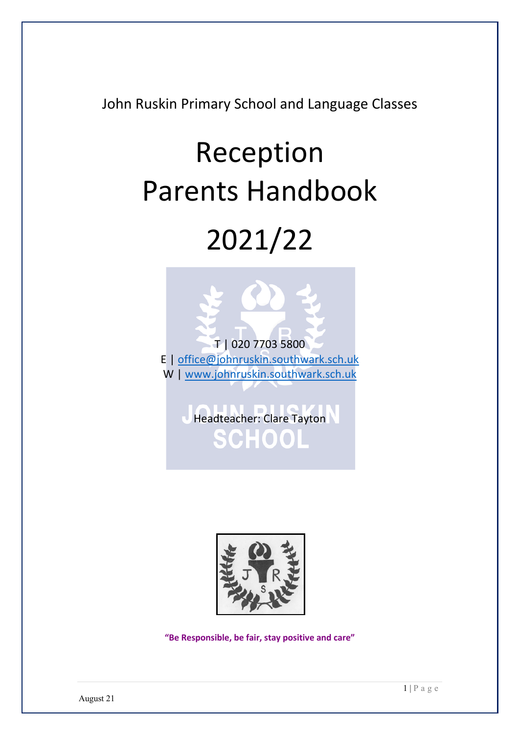John Ruskin Primary School and Language Classes

# Reception Parents Handbook

# 2021/22

T | 020 7703 5800
E | office@johnruskin.southwark.sch.uk
W | www.johnruskin.southwark.sch.uk

Headteacher: Clare Tayton

**"Be Responsible, be fair, stay positive and care"**

August 21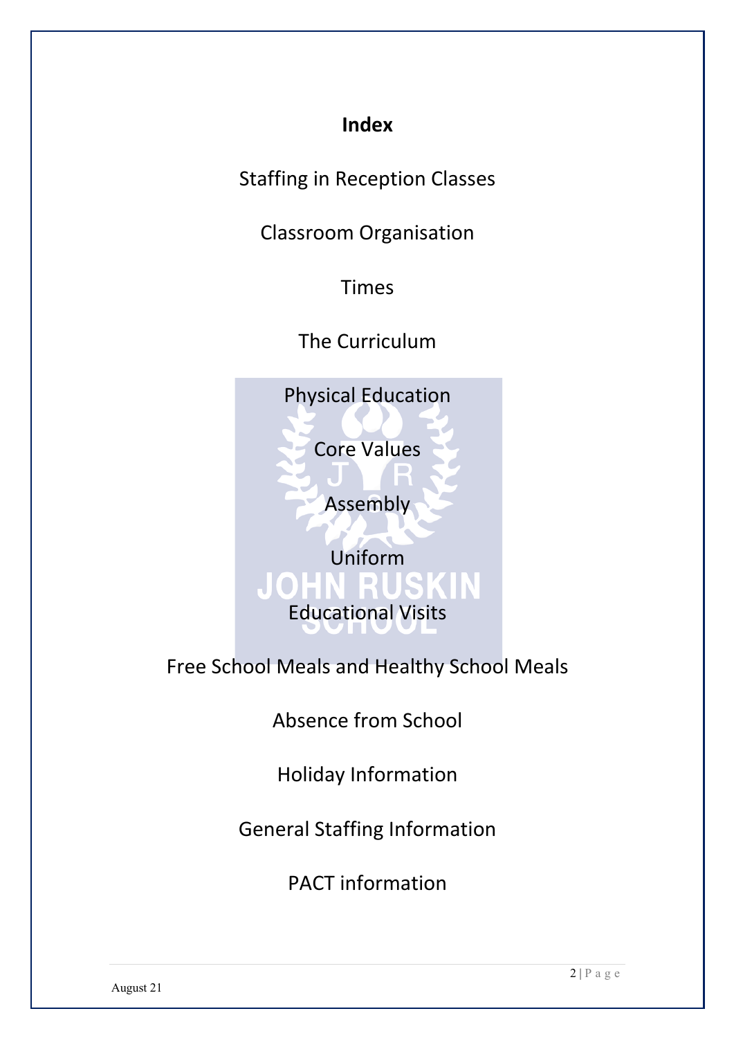# Index

Staffing in Reception Classes

Classroom Organisation

Times

The Curriculum

Physical Education

Core Values

Assembly

Uniform

Educational Visits

Free School Meals and Healthy School Meals

Absence from School

Holiday Information

General Staffing Information

PACT information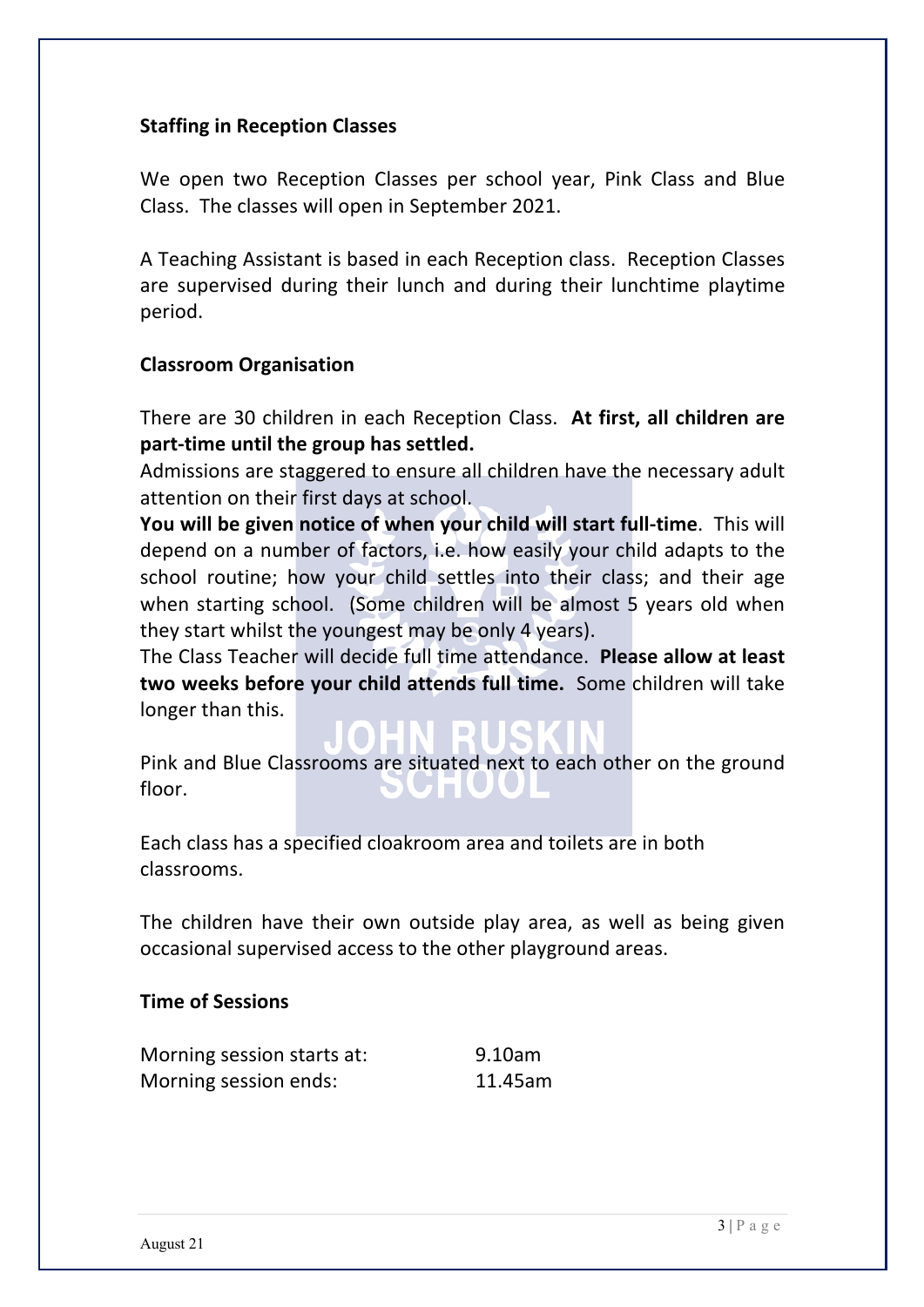**Staffing in Reception Classes**

We open two Reception Classes per school year, Pink Class and Blue Class. The classes will open in September 2021.

A Teaching Assistant is based in each Reception class. Reception Classes are supervised during their lunch and during their lunchtime playtime period.

**Classroom Organisation**

There are 30 children in each Reception Class. **At first, all children are part-time until the group has settled.**

Admissions are staggered to ensure all children have the necessary adult attention on their first days at school.

**You will be given notice of when your child will start full-time**. This will depend on a number of factors, i.e. how easily your child adapts to the school routine; how your child settles into their class; and their age when starting school. (Some children will be almost 5 years old when they start whilst the youngest may be only 4 years).

The Class Teacher will decide full time attendance. **Please allow at least two weeks before your child attends full time.** Some children will take longer than this.

Pink and Blue Classrooms are situated next to each other on the ground floor.

Each class has a specified cloakroom area and toilets are in both classrooms.

The children have their own outside play area, as well as being given occasional supervised access to the other playground areas.

**Time of Sessions**

| | |
|---|---|
| Morning session starts at: | 9.10am |
| Morning session ends: | 11.45am |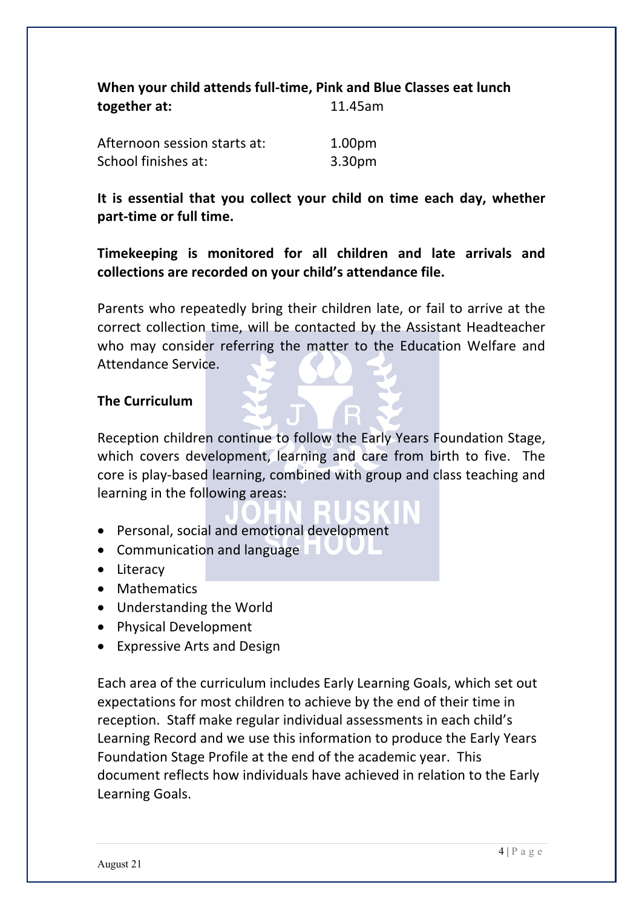**When your child attends full-time, Pink and Blue Classes eat lunch together at:** 11.45am

Afternoon session starts at: 1.00pm
School finishes at: 3.30pm

**It is essential that you collect your child on time each day, whether part-time or full time.**

**Timekeeping is monitored for all children and late arrivals and collections are recorded on your child's attendance file.**

Parents who repeatedly bring their children late, or fail to arrive at the correct collection time, will be contacted by the Assistant Headteacher who may consider referring the matter to the Education Welfare and Attendance Service.

**The Curriculum**

Reception children continue to follow the Early Years Foundation Stage, which covers development, learning and care from birth to five. The core is play-based learning, combined with group and class teaching and learning in the following areas:

- Personal, social and emotional development
- Communication and language
- Literacy
- Mathematics
- Understanding the World
- Physical Development
- Expressive Arts and Design

Each area of the curriculum includes Early Learning Goals, which set out expectations for most children to achieve by the end of their time in reception. Staff make regular individual assessments in each child's Learning Record and we use this information to produce the Early Years Foundation Stage Profile at the end of the academic year. This document reflects how individuals have achieved in relation to the Early Learning Goals.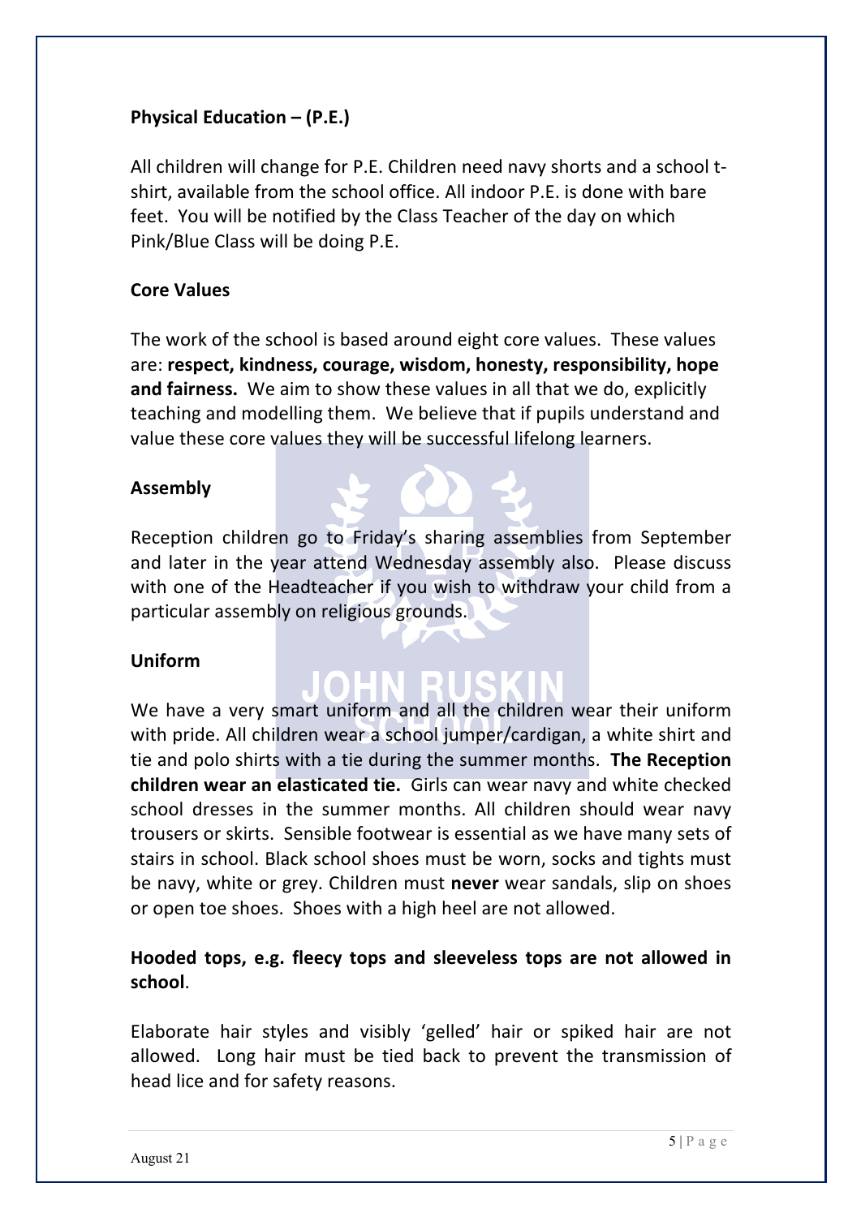## Physical Education – (P.E.)

All children will change for P.E. Children need navy shorts and a school t-shirt, available from the school office. All indoor P.E. is done with bare feet. You will be notified by the Class Teacher of the day on which Pink/Blue Class will be doing P.E.

## Core Values

The work of the school is based around eight core values. These values are: **respect, kindness, courage, wisdom, honesty, responsibility, hope and fairness.** We aim to show these values in all that we do, explicitly teaching and modelling them. We believe that if pupils understand and value these core values they will be successful lifelong learners.

## Assembly

Reception children go to Friday's sharing assemblies from September and later in the year attend Wednesday assembly also. Please discuss with one of the Headteacher if you wish to withdraw your child from a particular assembly on religious grounds.

## Uniform

We have a very smart uniform and all the children wear their uniform with pride. All children wear a school jumper/cardigan, a white shirt and tie and polo shirts with a tie during the summer months. **The Reception children wear an elasticated tie.** Girls can wear navy and white checked school dresses in the summer months. All children should wear navy trousers or skirts. Sensible footwear is essential as we have many sets of stairs in school. Black school shoes must be worn, socks and tights must be navy, white or grey. Children must **never** wear sandals, slip on shoes or open toe shoes. Shoes with a high heel are not allowed.

**Hooded tops, e.g. fleecy tops and sleeveless tops are not allowed in school**.

Elaborate hair styles and visibly 'gelled' hair or spiked hair are not allowed. Long hair must be tied back to prevent the transmission of head lice and for safety reasons.

August 21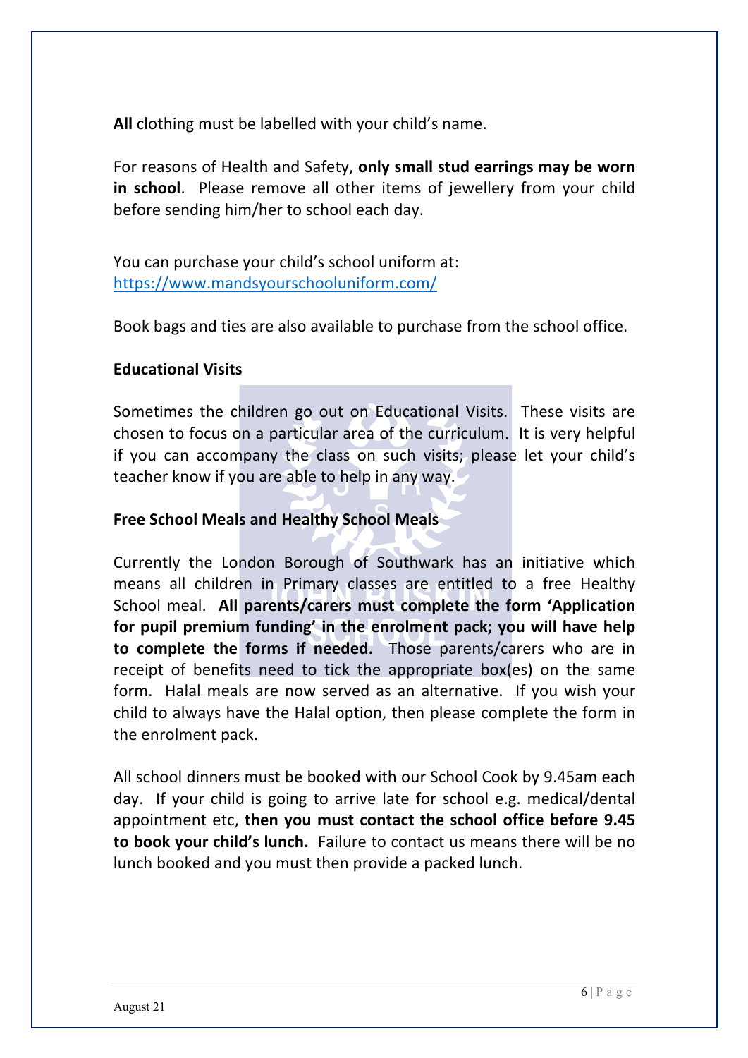**All** clothing must be labelled with your child's name.

For reasons of Health and Safety, **only small stud earrings may be worn in school**. Please remove all other items of jewellery from your child before sending him/her to school each day.

You can purchase your child's school uniform at:
https://www.mandsyourschooluniform.com/

Book bags and ties are also available to purchase from the school office.

**Educational Visits**

Sometimes the children go out on Educational Visits. These visits are chosen to focus on a particular area of the curriculum. It is very helpful if you can accompany the class on such visits; please let your child's teacher know if you are able to help in any way.

**Free School Meals and Healthy School Meals**

Currently the London Borough of Southwark has an initiative which means all children in Primary classes are entitled to a free Healthy School meal. **All parents/carers must complete the form 'Application for pupil premium funding' in the enrolment pack; you will have help to complete the forms if needed.** Those parents/carers who are in receipt of benefits need to tick the appropriate box(es) on the same form. Halal meals are now served as an alternative. If you wish your child to always have the Halal option, then please complete the form in the enrolment pack.

All school dinners must be booked with our School Cook by 9.45am each day. If your child is going to arrive late for school e.g. medical/dental appointment etc, **then you must contact the school office before 9.45 to book your child's lunch.** Failure to contact us means there will be no lunch booked and you must then provide a packed lunch.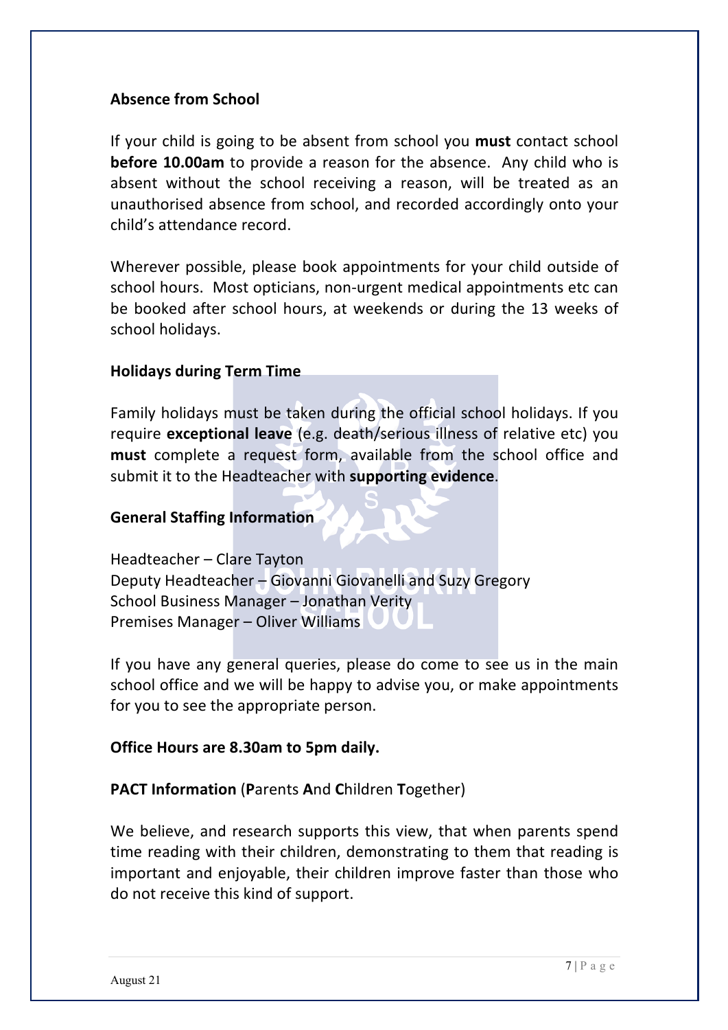**Absence from School**

If your child is going to be absent from school you **must** contact school **before 10.00am** to provide a reason for the absence. Any child who is absent without the school receiving a reason, will be treated as an unauthorised absence from school, and recorded accordingly onto your child's attendance record.

Wherever possible, please book appointments for your child outside of school hours. Most opticians, non-urgent medical appointments etc can be booked after school hours, at weekends or during the 13 weeks of school holidays.

**Holidays during Term Time**

Family holidays must be taken during the official school holidays. If you require **exceptional leave** (e.g. death/serious illness of relative etc) you **must** complete a request form, available from the school office and submit it to the Headteacher with **supporting evidence**.

**General Staffing Information**

Headteacher – Clare Tayton
Deputy Headteacher – Giovanni Giovanelli and Suzy Gregory
School Business Manager – Jonathan Verity
Premises Manager – Oliver Williams

If you have any general queries, please do come to see us in the main school office and we will be happy to advise you, or make appointments for you to see the appropriate person.

**Office Hours are 8.30am to 5pm daily.**

**PACT Information** (**P**arents **A**nd **C**hildren **T**ogether)

We believe, and research supports this view, that when parents spend time reading with their children, demonstrating to them that reading is important and enjoyable, their children improve faster than those who do not receive this kind of support.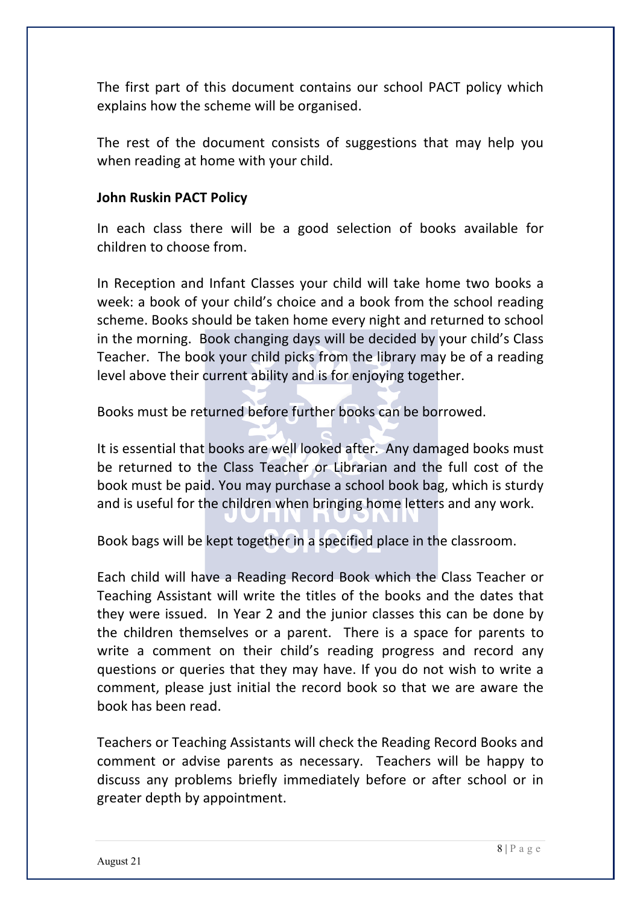The first part of this document contains our school PACT policy which explains how the scheme will be organised.

The rest of the document consists of suggestions that may help you when reading at home with your child.

**John Ruskin PACT Policy**

In each class there will be a good selection of books available for children to choose from.

In Reception and Infant Classes your child will take home two books a week: a book of your child's choice and a book from the school reading scheme. Books should be taken home every night and returned to school in the morning. Book changing days will be decided by your child's Class Teacher. The book your child picks from the library may be of a reading level above their current ability and is for enjoying together.

Books must be returned before further books can be borrowed.

It is essential that books are well looked after. Any damaged books must be returned to the Class Teacher or Librarian and the full cost of the book must be paid. You may purchase a school book bag, which is sturdy and is useful for the children when bringing home letters and any work.

Book bags will be kept together in a specified place in the classroom.

Each child will have a Reading Record Book which the Class Teacher or Teaching Assistant will write the titles of the books and the dates that they were issued. In Year 2 and the junior classes this can be done by the children themselves or a parent. There is a space for parents to write a comment on their child's reading progress and record any questions or queries that they may have. If you do not wish to write a comment, please just initial the record book so that we are aware the book has been read.

Teachers or Teaching Assistants will check the Reading Record Books and comment or advise parents as necessary. Teachers will be happy to discuss any problems briefly immediately before or after school or in greater depth by appointment.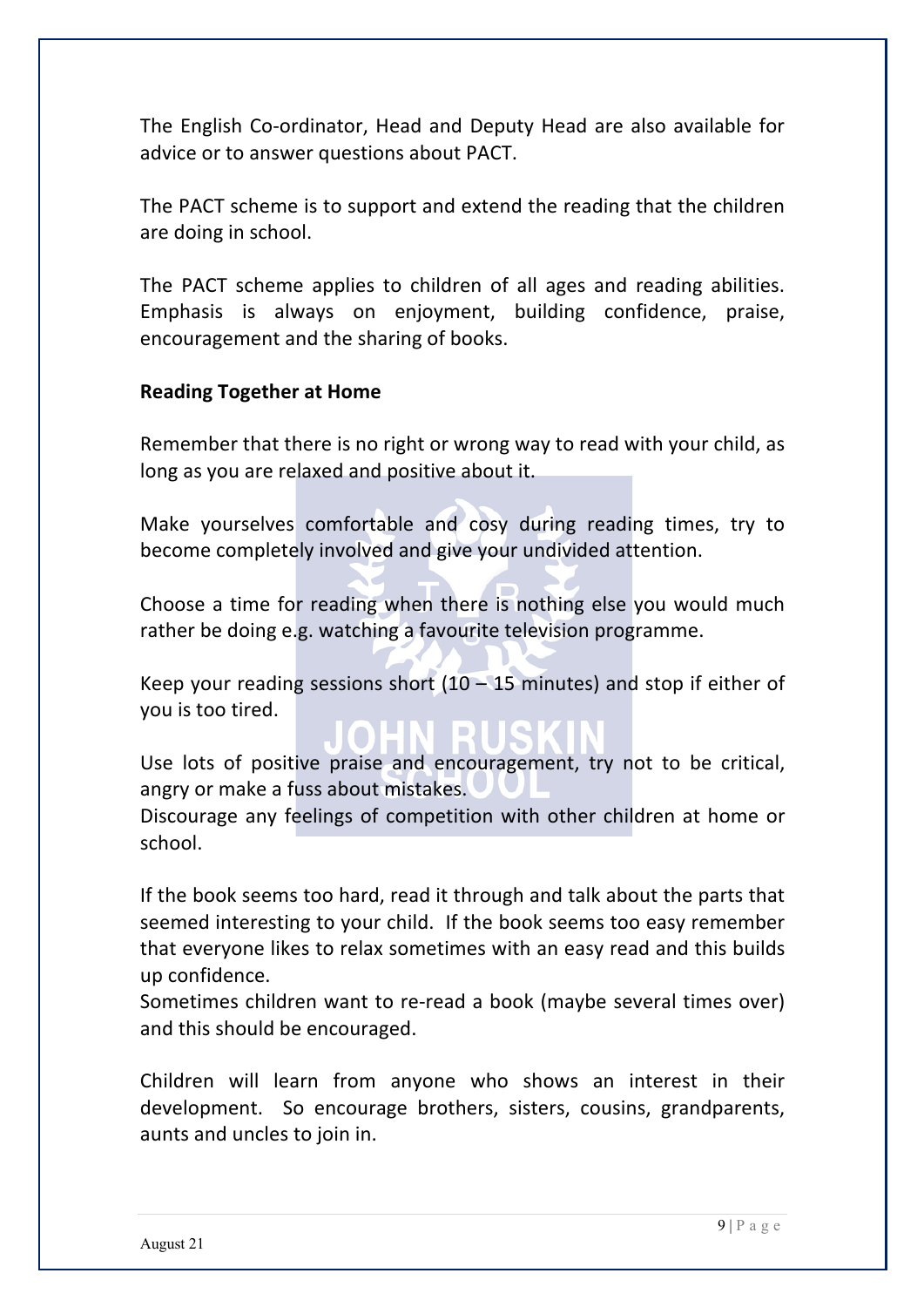The English Co-ordinator, Head and Deputy Head are also available for advice or to answer questions about PACT.

The PACT scheme is to support and extend the reading that the children are doing in school.

The PACT scheme applies to children of all ages and reading abilities. Emphasis is always on enjoyment, building confidence, praise, encouragement and the sharing of books.

**Reading Together at Home**

Remember that there is no right or wrong way to read with your child, as long as you are relaxed and positive about it.

Make yourselves comfortable and cosy during reading times, try to become completely involved and give your undivided attention.

Choose a time for reading when there is nothing else you would much rather be doing e.g. watching a favourite television programme.

Keep your reading sessions short (10 – 15 minutes) and stop if either of you is too tired.

Use lots of positive praise and encouragement, try not to be critical, angry or make a fuss about mistakes.
Discourage any feelings of competition with other children at home or school.

If the book seems too hard, read it through and talk about the parts that seemed interesting to your child. If the book seems too easy remember that everyone likes to relax sometimes with an easy read and this builds up confidence.
Sometimes children want to re-read a book (maybe several times over) and this should be encouraged.

Children will learn from anyone who shows an interest in their development. So encourage brothers, sisters, cousins, grandparents, aunts and uncles to join in.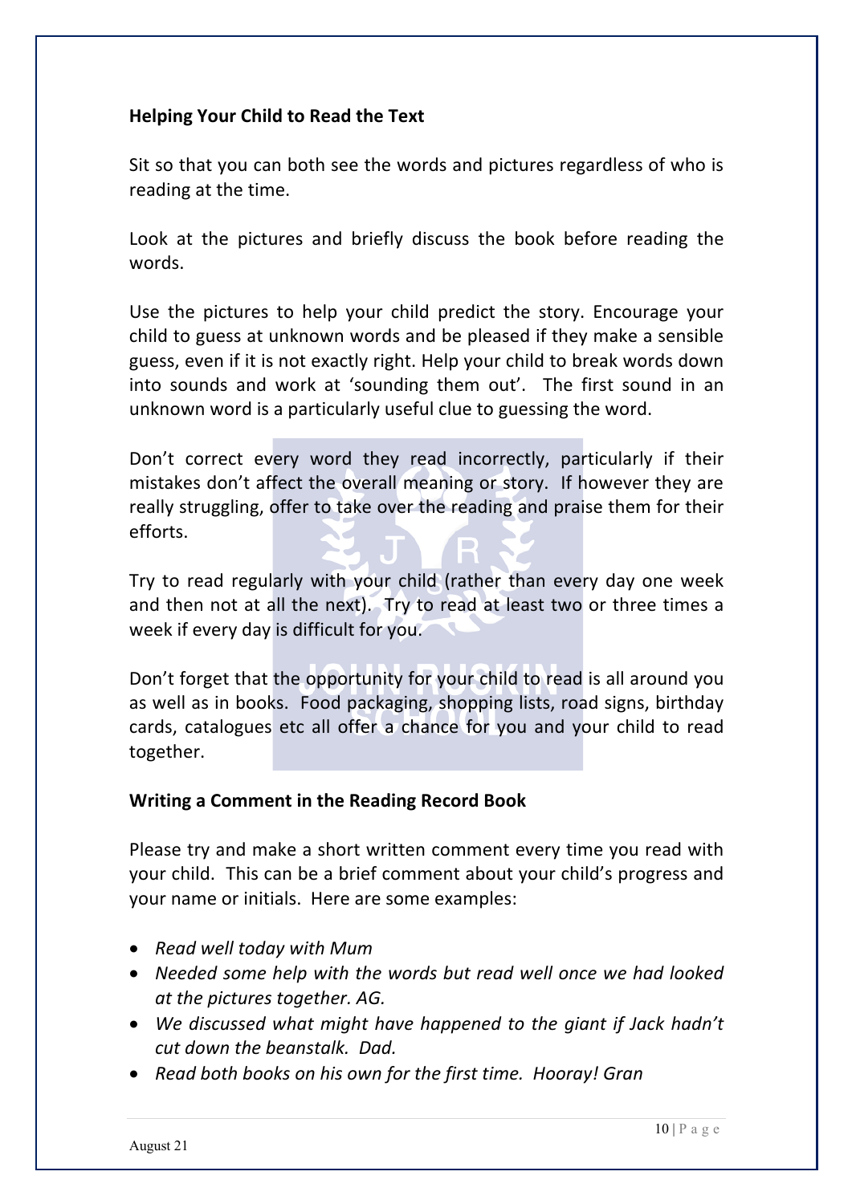## Helping Your Child to Read the Text

Sit so that you can both see the words and pictures regardless of who is reading at the time.

Look at the pictures and briefly discuss the book before reading the words.

Use the pictures to help your child predict the story. Encourage your child to guess at unknown words and be pleased if they make a sensible guess, even if it is not exactly right. Help your child to break words down into sounds and work at 'sounding them out'. The first sound in an unknown word is a particularly useful clue to guessing the word.

Don't correct every word they read incorrectly, particularly if their mistakes don't affect the overall meaning or story. If however they are really struggling, offer to take over the reading and praise them for their efforts.

Try to read regularly with your child (rather than every day one week and then not at all the next). Try to read at least two or three times a week if every day is difficult for you.

Don't forget that the opportunity for your child to read is all around you as well as in books. Food packaging, shopping lists, road signs, birthday cards, catalogues etc all offer a chance for you and your child to read together.

## Writing a Comment in the Reading Record Book

Please try and make a short written comment every time you read with your child. This can be a brief comment about your child's progress and your name or initials. Here are some examples:

- *Read well today with Mum*
- *Needed some help with the words but read well once we had looked at the pictures together. AG.*
- *We discussed what might have happened to the giant if Jack hadn't cut down the beanstalk. Dad.*
- *Read both books on his own for the first time. Hooray! Gran*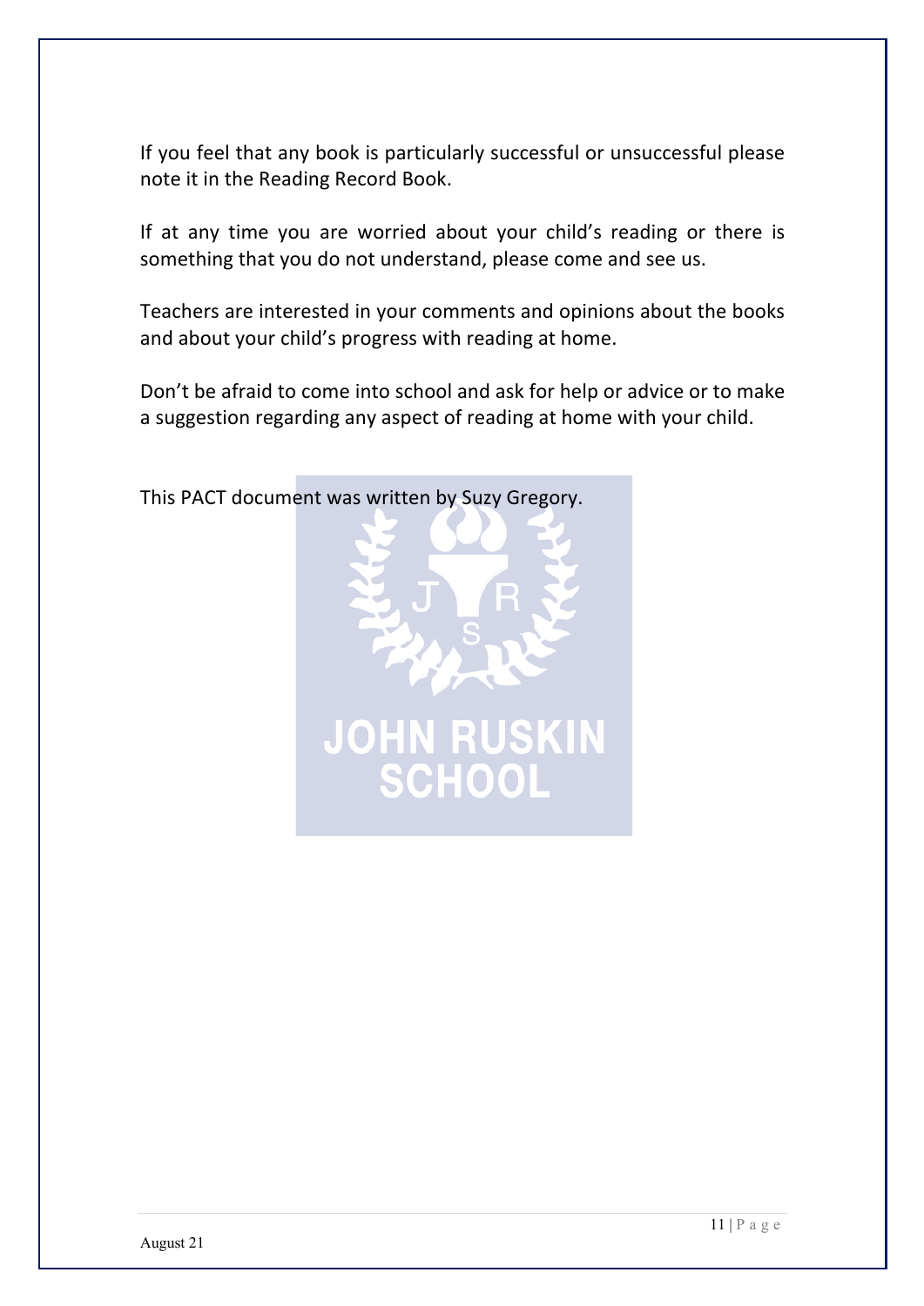If you feel that any book is particularly successful or unsuccessful please note it in the Reading Record Book.

If at any time you are worried about your child's reading or there is something that you do not understand, please come and see us.

Teachers are interested in your comments and opinions about the books and about your child's progress with reading at home.

Don't be afraid to come into school and ask for help or advice or to make a suggestion regarding any aspect of reading at home with your child.

This PACT document was written by Suzy Gregory.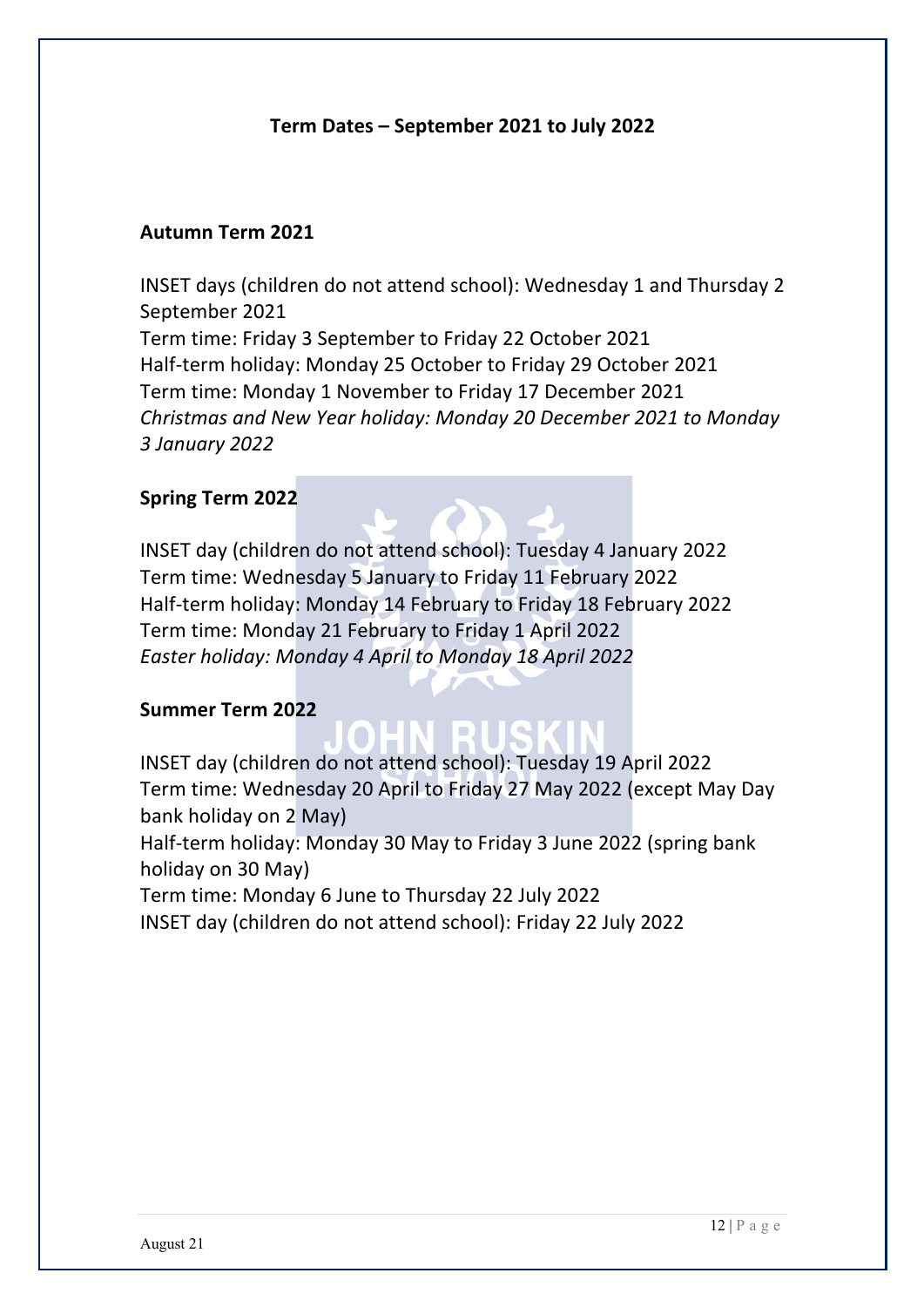# Term Dates – September 2021 to July 2022

## Autumn Term 2021

INSET days (children do not attend school): Wednesday 1 and Thursday 2 September 2021
Term time: Friday 3 September to Friday 22 October 2021
Half-term holiday: Monday 25 October to Friday 29 October 2021
Term time: Monday 1 November to Friday 17 December 2021
*Christmas and New Year holiday: Monday 20 December 2021 to Monday 3 January 2022*

## Spring Term 2022

INSET day (children do not attend school): Tuesday 4 January 2022
Term time: Wednesday 5 January to Friday 11 February 2022
Half-term holiday: Monday 14 February to Friday 18 February 2022
Term time: Monday 21 February to Friday 1 April 2022
*Easter holiday: Monday 4 April to Monday 18 April 2022*

## Summer Term 2022

INSET day (children do not attend school): Tuesday 19 April 2022
Term time: Wednesday 20 April to Friday 27 May 2022 (except May Day bank holiday on 2 May)
Half-term holiday: Monday 30 May to Friday 3 June 2022 (spring bank holiday on 30 May)
Term time: Monday 6 June to Thursday 22 July 2022
INSET day (children do not attend school): Friday 22 July 2022

August 21